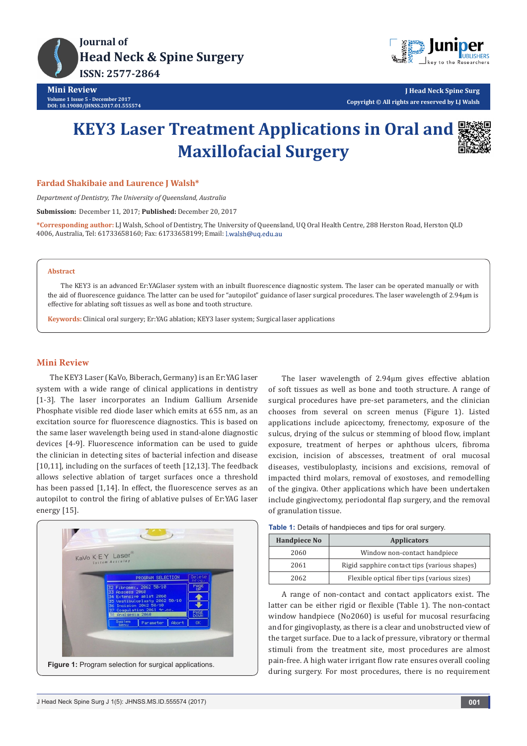Journal of Head Neck & Spine Surgery
ISSN: 2577-2864

Mini Review

Volume 1 Issue 5 - December 2017
DOI: 10.19080/JHNSS.2017.01.555574

J Head Neck Spine Surg
Copyright © All rights are reserved by LJ Walsh

# KEY3 Laser Treatment Applications in Oral and Maxillofacial Surgery

**Fardad Shakibaie and Laurence J Walsh***

*Department of Dentistry, The University of Queensland, Australia*

**Submission:** December 11, 2017; **Published:** December 20, 2017

***Corresponding author:** LJ Walsh, School of Dentistry, The University of Queensland, UQ Oral Health Centre, 288 Herston Road, Herston QLD 4006, Australia, Tel: 61733658160; Fax: 61733658199; Email: l.walsh@uq.edu.au

**Abstract**

The KEY3 is an advanced Er:YAGlaser system with an inbuilt fluorescence diagnostic system. The laser can be operated manually or with the aid of fluorescence guidance. The latter can be used for "autopilot" guidance of laser surgical procedures. The laser wavelength of 2.94μm is effective for ablating soft tissues as well as bone and tooth structure.

**Keywords:** Clinical oral surgery; Er:YAG ablation; KEY3 laser system; Surgical laser applications

## Mini Review

The KEY3 Laser (KaVo, Biberach, Germany) is an Er:YAG laser system with a wide range of clinical applications in dentistry [1-3]. The laser incorporates an Indium Gallium Arsenide Phosphate visible red diode laser which emits at 655 nm, as an excitation source for fluorescence diagnostics. This is the same laser wavelength being used in stand-alone diagnostic devices [4-9]. Fluorescence information can be used to guide the clinician in detecting sites of bacterial infection and disease [10,11], including on the surfaces of teeth [12,13]. The feedback allows selective ablation of target surfaces once a threshold has been passed [1,14]. In effect, the fluorescence serves as an autopilot to control the firing of ablative pulses of Er:YAG laser energy [15].

Figure 1: Program selection for surgical applications.

The laser wavelength of 2.94μm gives effective ablation of soft tissues as well as bone and tooth structure. A range of surgical procedures have pre-set parameters, and the clinician chooses from several on screen menus (Figure 1). Listed applications include apicectomy, frenectomy, exposure of the sulcus, drying of the sulcus or stemming of blood flow, implant exposure, treatment of herpes or aphthous ulcers, fibroma excision, incision of abscesses, treatment of oral mucosal diseases, vestibuloplasty, incisions and excisions, removal of impacted third molars, removal of exostoses, and remodelling of the gingiva. Other applications which have been undertaken include gingivectomy, periodontal flap surgery, and the removal of granulation tissue.

**Table 1:** Details of handpieces and tips for oral surgery.

| Handpiece No | Applicators |
|---|---|
| 2060 | Window non-contact handpiece |
| 2061 | Rigid sapphire contact tips (various shapes) |
| 2062 | Flexible optical fiber tips (various sizes) |

A range of non-contact and contact applicators exist. The latter can be either rigid or flexible (Table 1). The non-contact window handpiece (No2060) is useful for mucosal resurfacing and for gingivoplasty, as there is a clear and unobstructed view of the target surface. Due to a lack of pressure, vibratory or thermal stimuli from the treatment site, most procedures are almost pain-free. A high water irrigant flow rate ensures overall cooling during surgery. For most procedures, there is no requirement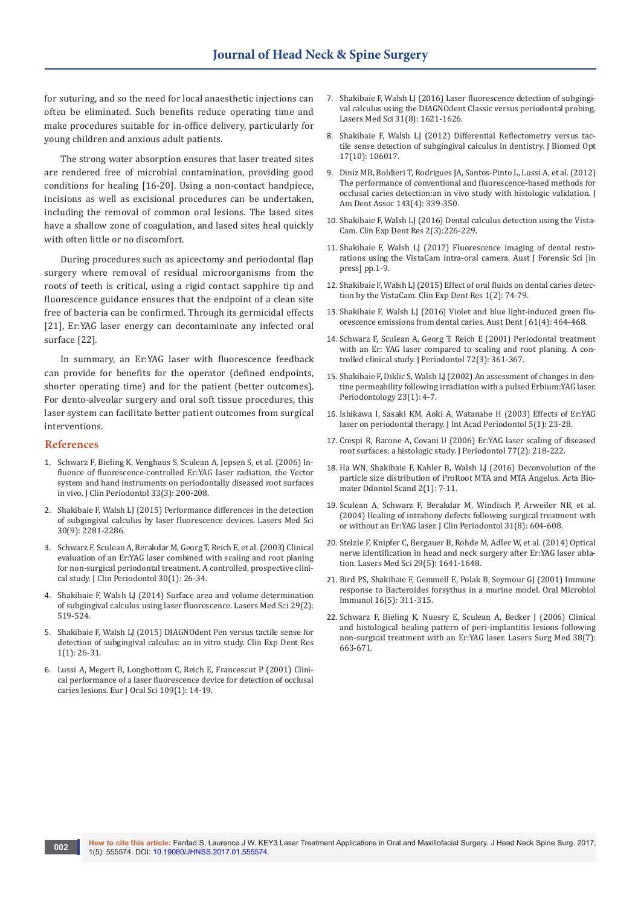for suturing, and so the need for local anaesthetic injections can often be eliminated. Such benefits reduce operating time and make procedures suitable for in-office delivery, particularly for young children and anxious adult patients.

The strong water absorption ensures that laser treated sites are rendered free of microbial contamination, providing good conditions for healing [16-20]. Using a non-contact handpiece, incisions as well as excisional procedures can be undertaken, including the removal of common oral lesions. The lased sites have a shallow zone of coagulation, and lased sites heal quickly with often little or no discomfort.

During procedures such as apicectomy and periodontal flap surgery where removal of residual microorganisms from the roots of teeth is critical, using a rigid contact sapphire tip and fluorescence guidance ensures that the endpoint of a clean site free of bacteria can be confirmed. Through its germicidal effects [21], Er:YAG laser energy can decontaminate any infected oral surface [22].

In summary, an Er:YAG laser with fluorescence feedback can provide for benefits for the operator (defined endpoints, shorter operating time) and for the patient (better outcomes). For dento-alveolar surgery and oral soft tissue procedures, this laser system can facilitate better patient outcomes from surgical interventions.

## References

1. Schwarz F, Bieling K, Venghaus S, Sculean A, Jepsen S, et al. (2006) Influence of fluorescence-controlled Er:YAG laser radiation, the Vector system and hand instruments on periodontally diseased root surfaces in vivo. J Clin Periodontol 33(3): 200-208.
2. Shakibaie F, Walsh LJ (2015) Performance differences in the detection of subgingival calculus by laser fluorescence devices. Lasers Med Sci 30(9): 2281-2286.
3. Schwarz F, Sculean A, Berakdar M, Georg T, Reich E, et al. (2003) Clinical evaluation of an Er:YAG laser combined with scaling and root planing for non-surgical periodontal treatment. A controlled, prospective clinical study. J Clin Periodontol 30(1): 26-34.
4. Shakibaie F, Walsh LJ (2014) Surface area and volume determination of subgingival calculus using laser fluorescence. Lasers Med Sci 29(2): 519-524.
5. Shakibaie F, Walsh LJ (2015) DIAGNOdent Pen versus tactile sense for detection of subgingival calculus: an in vitro study. Clin Exp Dent Res 1(1): 26-31.
6. Lussi A, Megert B, Longbottom C, Reich E, Francescut P (2001) Clinical performance of a laser fluorescence device for detection of occlusal caries lesions. Eur J Oral Sci 109(1): 14-19.
7. Shakibaie F, Walsh LJ (2016) Laser fluorescence detection of subgingival calculus using the DIAGNOdent Classic versus periodontal probing. Lasers Med Sci 31(8): 1621-1626.
8. Shakibaie F, Walsh LJ (2012) Differential Reflectometry versus tactile sense detection of subgingival calculus in dentistry. J Biomed Opt 17(10): 106017.
9. Diniz MB, Boldieri T, Rodrigues JA, Santos-Pinto L, Lussi A, et al. (2012) The performance of conventional and fluorescence-based methods for occlusal caries detection:an in vivo study with histologic validation. J Am Dent Assoc 143(4): 339-350.
10. Shakibaie F, Walsh LJ (2016) Dental calculus detection using the VistaCam. Clin Exp Dent Res 2(3):226-229.
11. Shakibaie F, Walsh LJ (2017) Fluorescence imaging of dental restorations using the VistaCam intra-oral camera. Aust J Forensic Sci [in press] pp.1-9.
12. Shakibaie F, Walsh LJ (2015) Effect of oral fluids on dental caries detection by the VistaCam. Clin Exp Dent Res 1(2): 74-79.
13. Shakibaie F, Walsh LJ (2016) Violet and blue light-induced green fluorescence emissions from dental caries. Aust Dent J 61(4): 464-468.
14. Schwarz F, Sculean A, Georg T, Reich E (2001) Periodontal treatment with an Er: YAG laser compared to scaling and root planing. A controlled clinical study. J Periodontol 72(3): 361-367.
15. Shakibaie F, Diklic S, Walsh LJ (2002) An assessment of changes in dentine permeability following irradiation with a pulsed Erbium:YAG laser. Periodontology 23(1): 4-7.
16. Ishikawa I, Sasaki KM, Aoki A, Watanabe H (2003) Effects of Er:YAG laser on periodontal therapy. J Int Acad Periodontol 5(1): 23-28.
17. Crespi R, Barone A, Covani U (2006) Er:YAG laser scaling of diseased root surfaces: a histologic study. J Periodontol 77(2): 218-222.
18. Ha WN, Shakibaie F, Kahler B, Walsh LJ (2016) Deconvolution of the particle size distribution of ProRoot MTA and MTA Angelus. Acta Biomater Odontol Scand 2(1): 7-11.
19. Sculean A, Schwarz F, Berakdar M, Windisch P, Arweiler NB, et al. (2004) Healing of intrabony defects following surgical treatment with or without an Er:YAG laser. J Clin Periodontol 31(8): 604-608.
20. Stelzle F, Knipfer C, Bergauer B, Rohde M, Adler W, et al. (2014) Optical nerve identification in head and neck surgery after Er:YAG laser ablation. Lasers Med Sci 29(5): 1641-1648.
21. Bird PS, Shakibaie F, Gemmell E, Polak B, Seymour GJ (2001) Immune response to Bacteroides forsythus in a murine model. Oral Microbiol Immunol 16(5): 311-315.
22. Schwarz F, Bieling K, Nuesry E, Sculean A, Becker J (2006) Clinical and histological healing pattern of peri-implantitis lesions following non-surgical treatment with an Er:YAG laser. Lasers Surg Med 38(7): 663-671.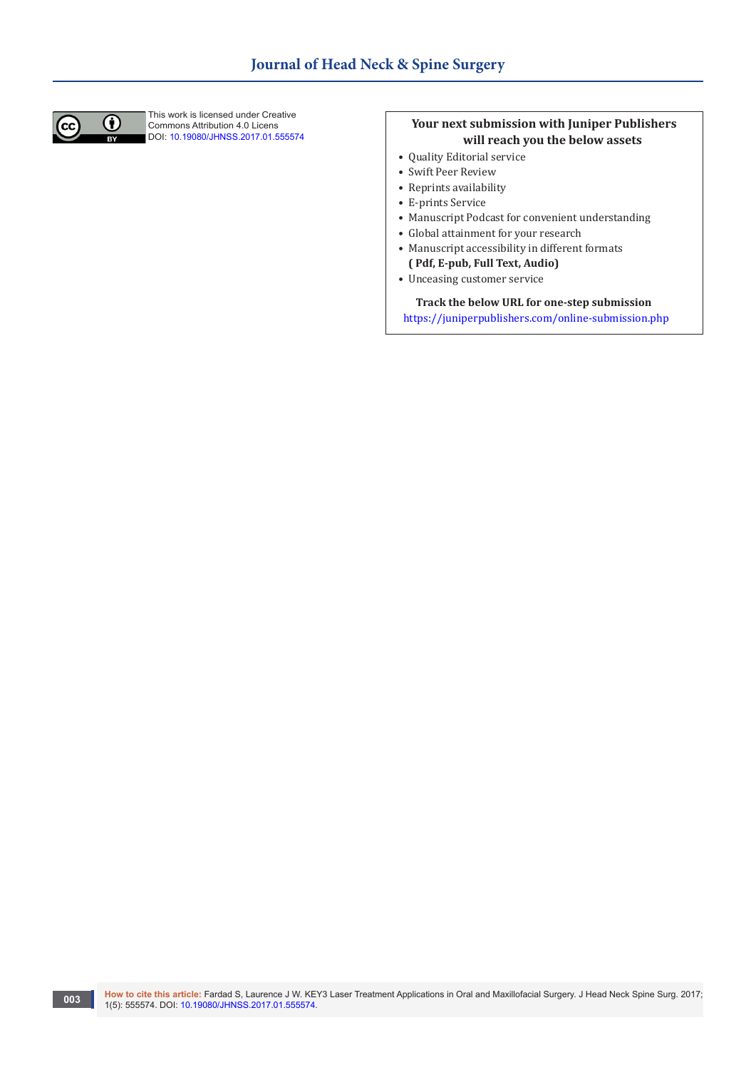This work is licensed under Creative Commons Attribution 4.0 Licens
DOI: 10.19080/JHNSS.2017.01.555574

**Your next submission with Juniper Publishers will reach you the below assets**

- Quality Editorial service
- Swift Peer Review
- Reprints availability
- E-prints Service
- Manuscript Podcast for convenient understanding
- Global attainment for your research
- Manuscript accessibility in different formats
  **( Pdf, E-pub, Full Text, Audio)**
- Unceasing customer service

**Track the below URL for one-step submission**
https://juniperpublishers.com/online-submission.php